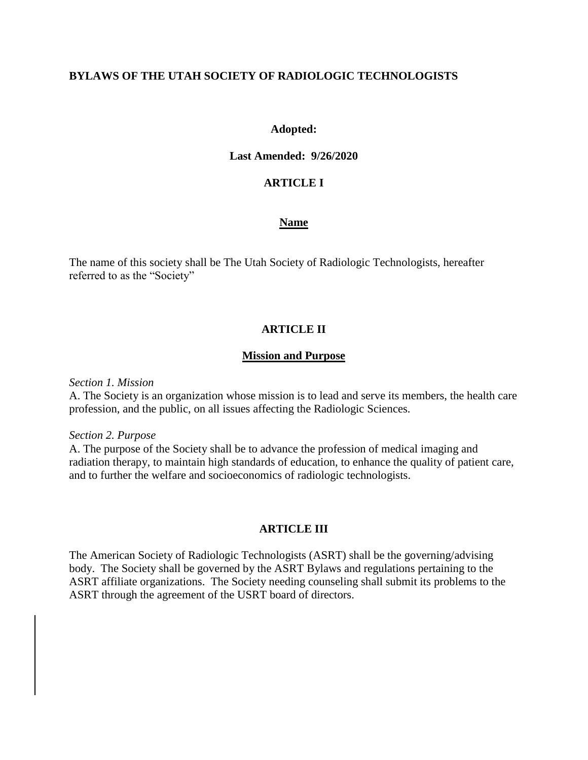# BYLAWS OF THE UTAH SOCIETY OF RADIOLOGIC TECHNOLOGISTS

**Adopted:**

**Last Amended: 9/26/2020**

## ARTICLE I

### Name

The name of this society shall be The Utah Society of Radiologic Technologists, hereafter referred to as the "Society"

## ARTICLE II

### Mission and Purpose

*Section 1. Mission*

A. The Society is an organization whose mission is to lead and serve its members, the health care profession, and the public, on all issues affecting the Radiologic Sciences.

*Section 2. Purpose*

A. The purpose of the Society shall be to advance the profession of medical imaging and radiation therapy, to maintain high standards of education, to enhance the quality of patient care, and to further the welfare and socioeconomics of radiologic technologists.

## ARTICLE III

The American Society of Radiologic Technologists (ASRT) shall be the governing/advising body. The Society shall be governed by the ASRT Bylaws and regulations pertaining to the ASRT affiliate organizations. The Society needing counseling shall submit its problems to the ASRT through the agreement of the USRT board of directors.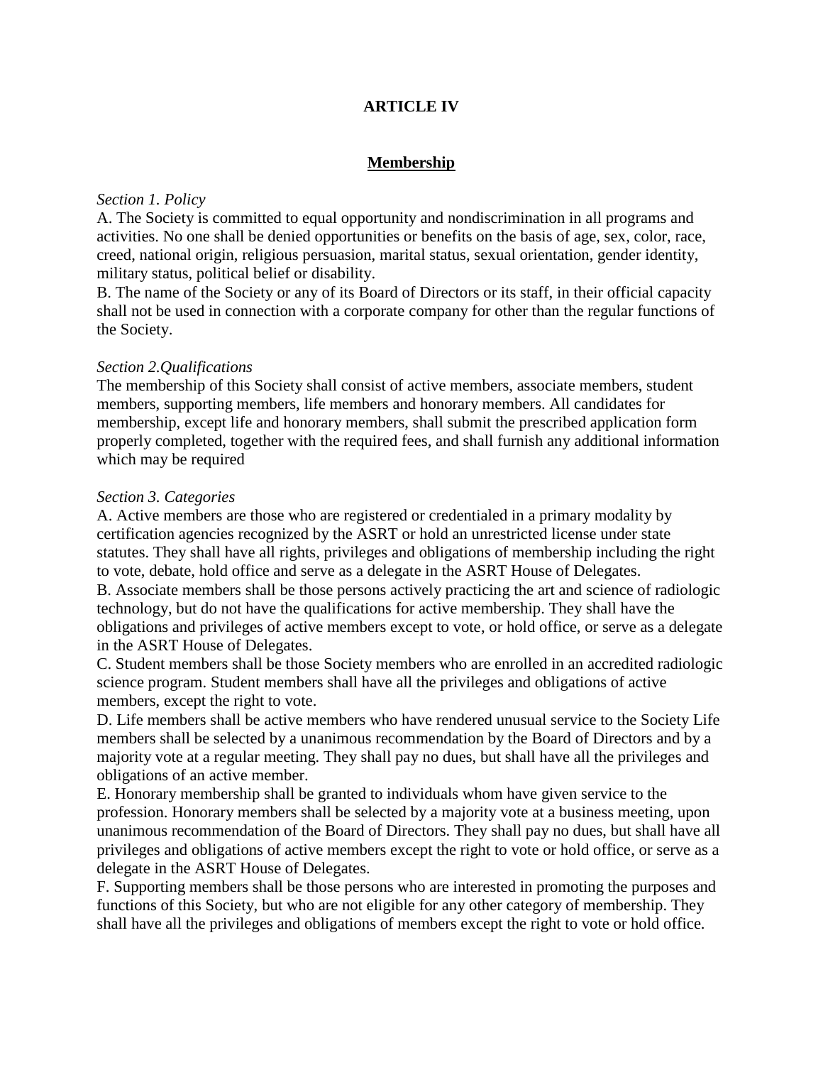# ARTICLE IV

## Membership

*Section 1. Policy*

A. The Society is committed to equal opportunity and nondiscrimination in all programs and activities. No one shall be denied opportunities or benefits on the basis of age, sex, color, race, creed, national origin, religious persuasion, marital status, sexual orientation, gender identity, military status, political belief or disability.

B. The name of the Society or any of its Board of Directors or its staff, in their official capacity shall not be used in connection with a corporate company for other than the regular functions of the Society.

*Section 2.Qualifications*

The membership of this Society shall consist of active members, associate members, student members, supporting members, life members and honorary members. All candidates for membership, except life and honorary members, shall submit the prescribed application form properly completed, together with the required fees, and shall furnish any additional information which may be required

*Section 3. Categories*

A. Active members are those who are registered or credentialed in a primary modality by certification agencies recognized by the ASRT or hold an unrestricted license under state statutes. They shall have all rights, privileges and obligations of membership including the right to vote, debate, hold office and serve as a delegate in the ASRT House of Delegates.

B. Associate members shall be those persons actively practicing the art and science of radiologic technology, but do not have the qualifications for active membership. They shall have the obligations and privileges of active members except to vote, or hold office, or serve as a delegate in the ASRT House of Delegates.

C. Student members shall be those Society members who are enrolled in an accredited radiologic science program. Student members shall have all the privileges and obligations of active members, except the right to vote.

D. Life members shall be active members who have rendered unusual service to the Society Life members shall be selected by a unanimous recommendation by the Board of Directors and by a majority vote at a regular meeting. They shall pay no dues, but shall have all the privileges and obligations of an active member.

E. Honorary membership shall be granted to individuals whom have given service to the profession. Honorary members shall be selected by a majority vote at a business meeting, upon unanimous recommendation of the Board of Directors. They shall pay no dues, but shall have all privileges and obligations of active members except the right to vote or hold office, or serve as a delegate in the ASRT House of Delegates.

F. Supporting members shall be those persons who are interested in promoting the purposes and functions of this Society, but who are not eligible for any other category of membership. They shall have all the privileges and obligations of members except the right to vote or hold office.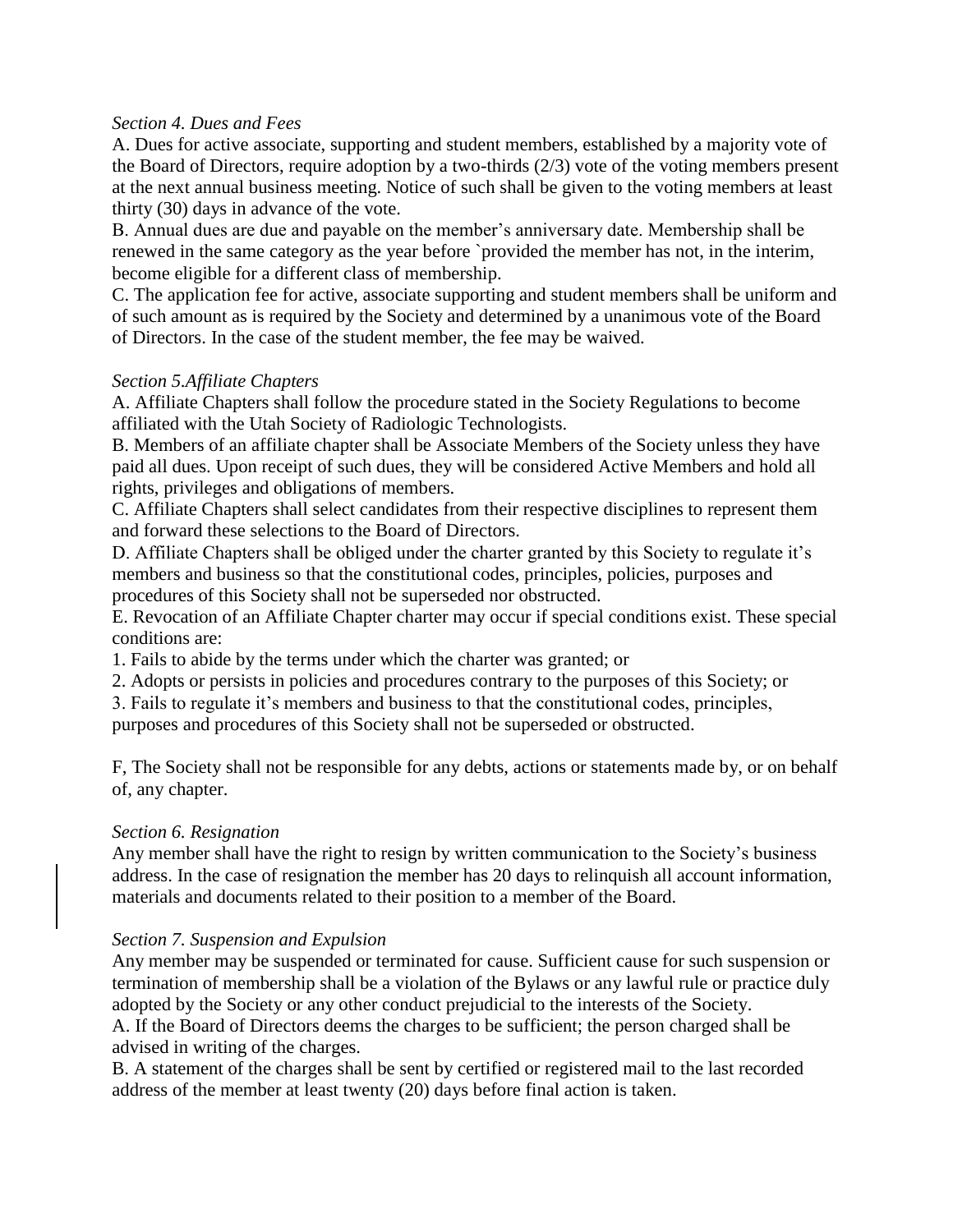*Section 4. Dues and Fees*

A. Dues for active associate, supporting and student members, established by a majority vote of the Board of Directors, require adoption by a two-thirds (2/3) vote of the voting members present at the next annual business meeting. Notice of such shall be given to the voting members at least thirty (30) days in advance of the vote.

B. Annual dues are due and payable on the member's anniversary date. Membership shall be renewed in the same category as the year before `provided the member has not, in the interim, become eligible for a different class of membership.

C. The application fee for active, associate supporting and student members shall be uniform and of such amount as is required by the Society and determined by a unanimous vote of the Board of Directors. In the case of the student member, the fee may be waived.

*Section 5.Affiliate Chapters*

A. Affiliate Chapters shall follow the procedure stated in the Society Regulations to become affiliated with the Utah Society of Radiologic Technologists.

B. Members of an affiliate chapter shall be Associate Members of the Society unless they have paid all dues. Upon receipt of such dues, they will be considered Active Members and hold all rights, privileges and obligations of members.

C. Affiliate Chapters shall select candidates from their respective disciplines to represent them and forward these selections to the Board of Directors.

D. Affiliate Chapters shall be obliged under the charter granted by this Society to regulate it's members and business so that the constitutional codes, principles, policies, purposes and procedures of this Society shall not be superseded nor obstructed.

E. Revocation of an Affiliate Chapter charter may occur if special conditions exist. These special conditions are:

1. Fails to abide by the terms under which the charter was granted; or
2. Adopts or persists in policies and procedures contrary to the purposes of this Society; or
3. Fails to regulate it's members and business to that the constitutional codes, principles, purposes and procedures of this Society shall not be superseded or obstructed.

F, The Society shall not be responsible for any debts, actions or statements made by, or on behalf of, any chapter.

*Section 6. Resignation*

Any member shall have the right to resign by written communication to the Society's business address. In the case of resignation the member has 20 days to relinquish all account information, materials and documents related to their position to a member of the Board.

*Section 7. Suspension and Expulsion*

Any member may be suspended or terminated for cause. Sufficient cause for such suspension or termination of membership shall be a violation of the Bylaws or any lawful rule or practice duly adopted by the Society or any other conduct prejudicial to the interests of the Society.

A. If the Board of Directors deems the charges to be sufficient; the person charged shall be advised in writing of the charges.

B. A statement of the charges shall be sent by certified or registered mail to the last recorded address of the member at least twenty (20) days before final action is taken.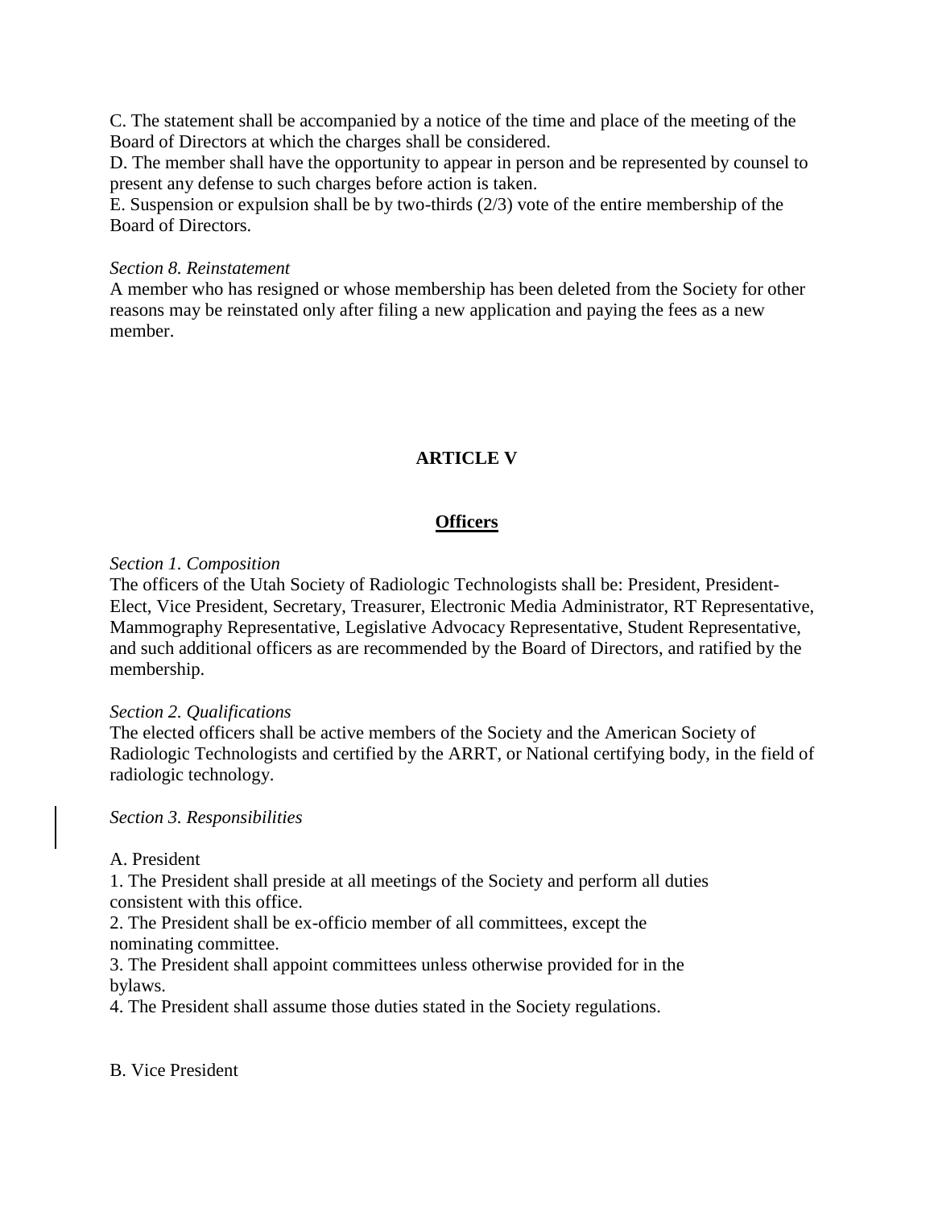C. The statement shall be accompanied by a notice of the time and place of the meeting of the Board of Directors at which the charges shall be considered.
D. The member shall have the opportunity to appear in person and be represented by counsel to present any defense to such charges before action is taken.
E. Suspension or expulsion shall be by two-thirds (2/3) vote of the entire membership of the Board of Directors.

*Section 8. Reinstatement*
A member who has resigned or whose membership has been deleted from the Society for other reasons may be reinstated only after filing a new application and paying the fees as a new member.

## ARTICLE V

## <u>Officers</u>

*Section 1. Composition*
The officers of the Utah Society of Radiologic Technologists shall be: President, President-Elect, Vice President, Secretary, Treasurer, Electronic Media Administrator, RT Representative, Mammography Representative, Legislative Advocacy Representative, Student Representative, and such additional officers as are recommended by the Board of Directors, and ratified by the membership.

*Section 2. Qualifications*
The elected officers shall be active members of the Society and the American Society of Radiologic Technologists and certified by the ARRT, or National certifying body, in the field of radiologic technology.

*Section 3. Responsibilities*

A. President
1. The President shall preside at all meetings of the Society and perform all duties consistent with this office.
2. The President shall be ex-officio member of all committees, except the nominating committee.
3. The President shall appoint committees unless otherwise provided for in the bylaws.
4. The President shall assume those duties stated in the Society regulations.

B. Vice President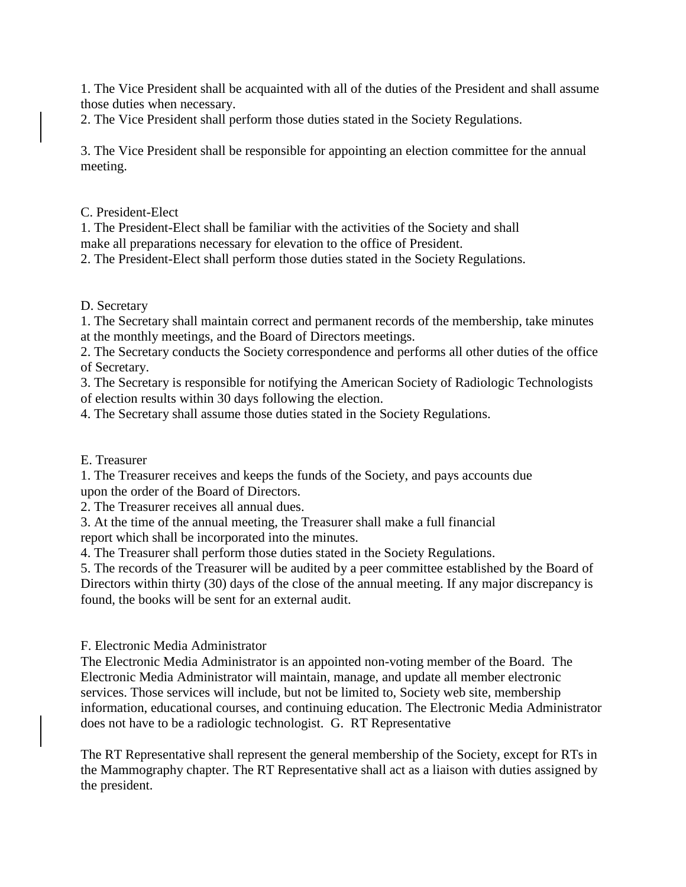1. The Vice President shall be acquainted with all of the duties of the President and shall assume those duties when necessary.
2. The Vice President shall perform those duties stated in the Society Regulations.

3. The Vice President shall be responsible for appointing an election committee for the annual meeting.

C. President-Elect
1. The President-Elect shall be familiar with the activities of the Society and shall make all preparations necessary for elevation to the office of President.
2. The President-Elect shall perform those duties stated in the Society Regulations.

D. Secretary
1. The Secretary shall maintain correct and permanent records of the membership, take minutes at the monthly meetings, and the Board of Directors meetings.
2. The Secretary conducts the Society correspondence and performs all other duties of the office of Secretary.
3. The Secretary is responsible for notifying the American Society of Radiologic Technologists of election results within 30 days following the election.
4. The Secretary shall assume those duties stated in the Society Regulations.

E. Treasurer
1. The Treasurer receives and keeps the funds of the Society, and pays accounts due upon the order of the Board of Directors.
2. The Treasurer receives all annual dues.
3. At the time of the annual meeting, the Treasurer shall make a full financial report which shall be incorporated into the minutes.
4. The Treasurer shall perform those duties stated in the Society Regulations.
5. The records of the Treasurer will be audited by a peer committee established by the Board of Directors within thirty (30) days of the close of the annual meeting. If any major discrepancy is found, the books will be sent for an external audit.

F. Electronic Media Administrator
The Electronic Media Administrator is an appointed non-voting member of the Board. The Electronic Media Administrator will maintain, manage, and update all member electronic services. Those services will include, but not be limited to, Society web site, membership information, educational courses, and continuing education. The Electronic Media Administrator does not have to be a radiologic technologist. G. RT Representative

The RT Representative shall represent the general membership of the Society, except for RTs in the Mammography chapter. The RT Representative shall act as a liaison with duties assigned by the president.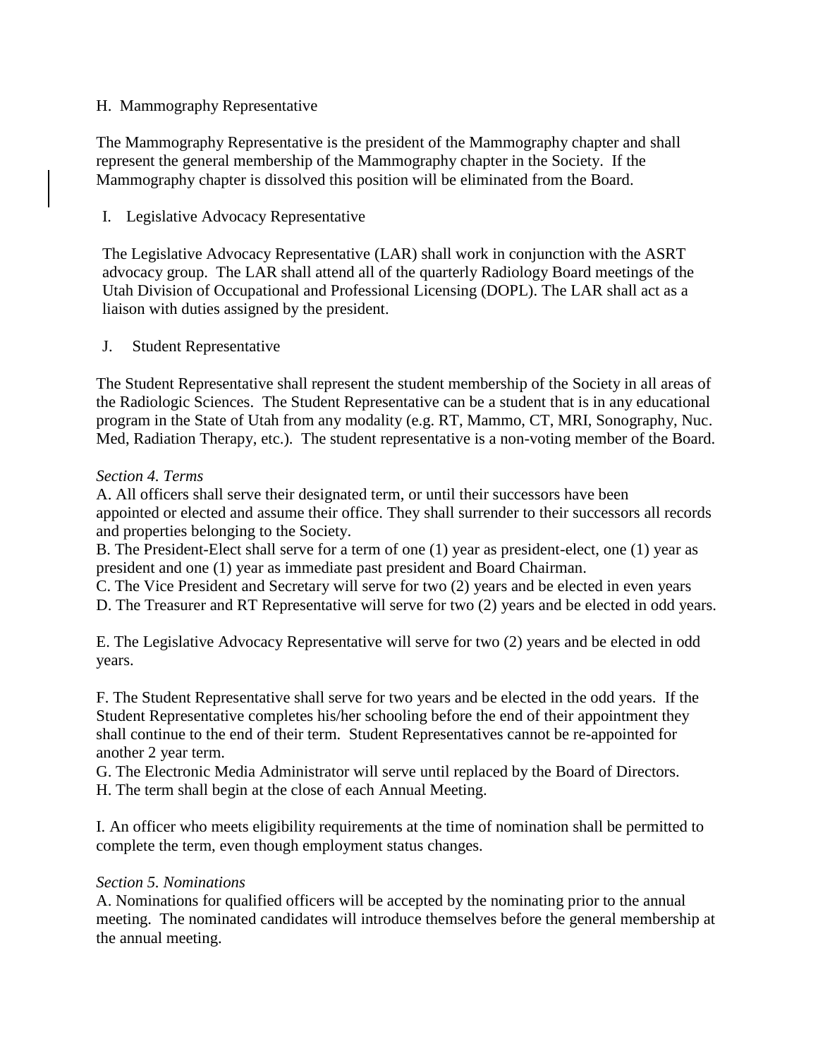H. Mammography Representative

The Mammography Representative is the president of the Mammography chapter and shall represent the general membership of the Mammography chapter in the Society. If the Mammography chapter is dissolved this position will be eliminated from the Board.

I. Legislative Advocacy Representative

The Legislative Advocacy Representative (LAR) shall work in conjunction with the ASRT advocacy group. The LAR shall attend all of the quarterly Radiology Board meetings of the Utah Division of Occupational and Professional Licensing (DOPL). The LAR shall act as a liaison with duties assigned by the president.

J. Student Representative

The Student Representative shall represent the student membership of the Society in all areas of the Radiologic Sciences. The Student Representative can be a student that is in any educational program in the State of Utah from any modality (e.g. RT, Mammo, CT, MRI, Sonography, Nuc. Med, Radiation Therapy, etc.). The student representative is a non-voting member of the Board.

*Section 4. Terms*

A. All officers shall serve their designated term, or until their successors have been appointed or elected and assume their office. They shall surrender to their successors all records and properties belonging to the Society.

B. The President-Elect shall serve for a term of one (1) year as president-elect, one (1) year as president and one (1) year as immediate past president and Board Chairman.

C. The Vice President and Secretary will serve for two (2) years and be elected in even years

D. The Treasurer and RT Representative will serve for two (2) years and be elected in odd years.

E. The Legislative Advocacy Representative will serve for two (2) years and be elected in odd years.

F. The Student Representative shall serve for two years and be elected in the odd years. If the Student Representative completes his/her schooling before the end of their appointment they shall continue to the end of their term. Student Representatives cannot be re-appointed for another 2 year term.

G. The Electronic Media Administrator will serve until replaced by the Board of Directors.

H. The term shall begin at the close of each Annual Meeting.

I. An officer who meets eligibility requirements at the time of nomination shall be permitted to complete the term, even though employment status changes.

*Section 5. Nominations*

A. Nominations for qualified officers will be accepted by the nominating prior to the annual meeting. The nominated candidates will introduce themselves before the general membership at the annual meeting.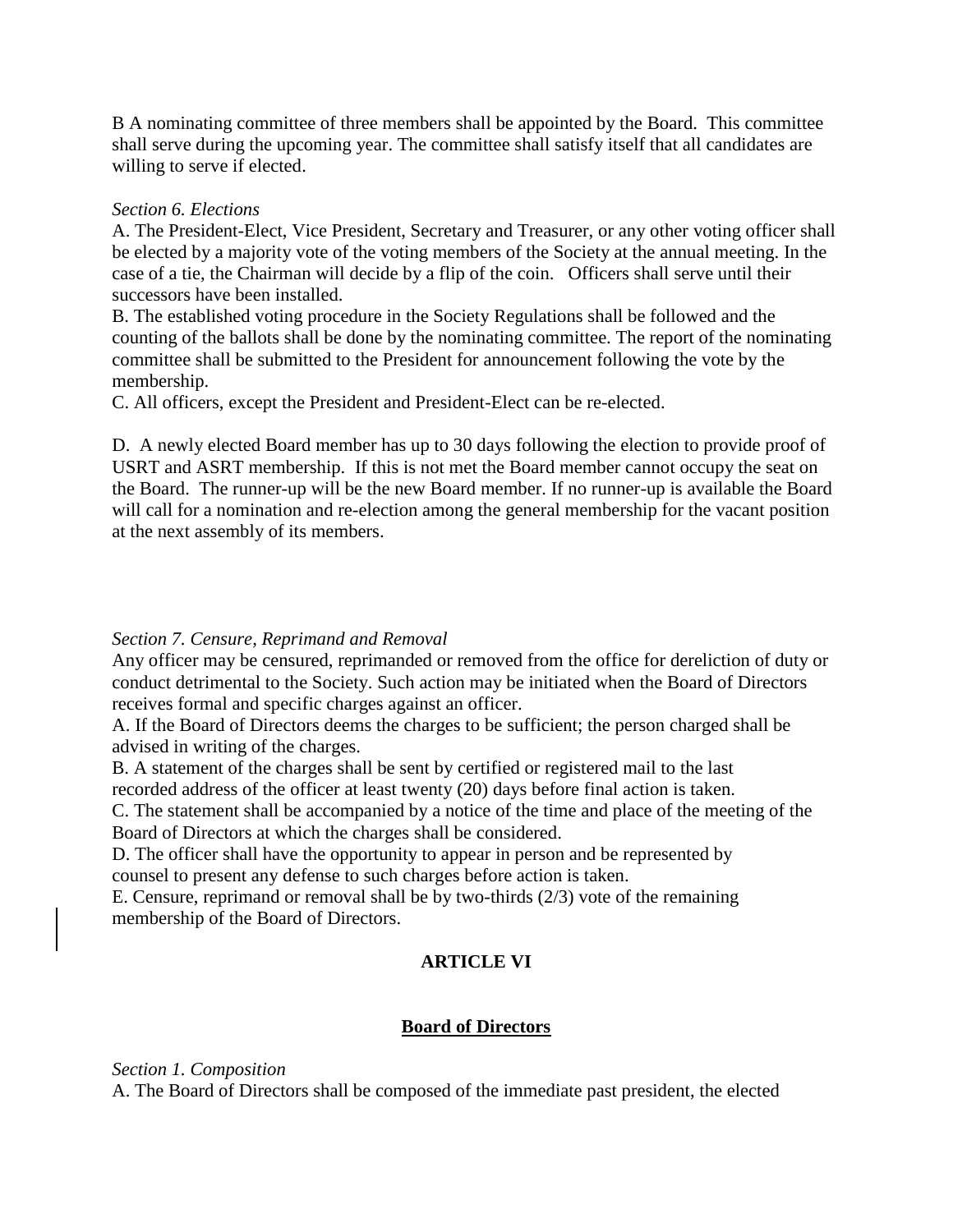B A nominating committee of three members shall be appointed by the Board. This committee shall serve during the upcoming year. The committee shall satisfy itself that all candidates are willing to serve if elected.

*Section 6. Elections*

A. The President-Elect, Vice President, Secretary and Treasurer, or any other voting officer shall be elected by a majority vote of the voting members of the Society at the annual meeting. In the case of a tie, the Chairman will decide by a flip of the coin. Officers shall serve until their successors have been installed.

B. The established voting procedure in the Society Regulations shall be followed and the counting of the ballots shall be done by the nominating committee. The report of the nominating committee shall be submitted to the President for announcement following the vote by the membership.

C. All officers, except the President and President-Elect can be re-elected.

D. A newly elected Board member has up to 30 days following the election to provide proof of USRT and ASRT membership. If this is not met the Board member cannot occupy the seat on the Board. The runner-up will be the new Board member. If no runner-up is available the Board will call for a nomination and re-election among the general membership for the vacant position at the next assembly of its members.

*Section 7. Censure, Reprimand and Removal*

Any officer may be censured, reprimanded or removed from the office for dereliction of duty or conduct detrimental to the Society. Such action may be initiated when the Board of Directors receives formal and specific charges against an officer.

A. If the Board of Directors deems the charges to be sufficient; the person charged shall be advised in writing of the charges.

B. A statement of the charges shall be sent by certified or registered mail to the last recorded address of the officer at least twenty (20) days before final action is taken.

C. The statement shall be accompanied by a notice of the time and place of the meeting of the Board of Directors at which the charges shall be considered.

D. The officer shall have the opportunity to appear in person and be represented by counsel to present any defense to such charges before action is taken.

E. Censure, reprimand or removal shall be by two-thirds (2/3) vote of the remaining membership of the Board of Directors.

## ARTICLE VI

## Board of Directors

*Section 1. Composition*

A. The Board of Directors shall be composed of the immediate past president, the elected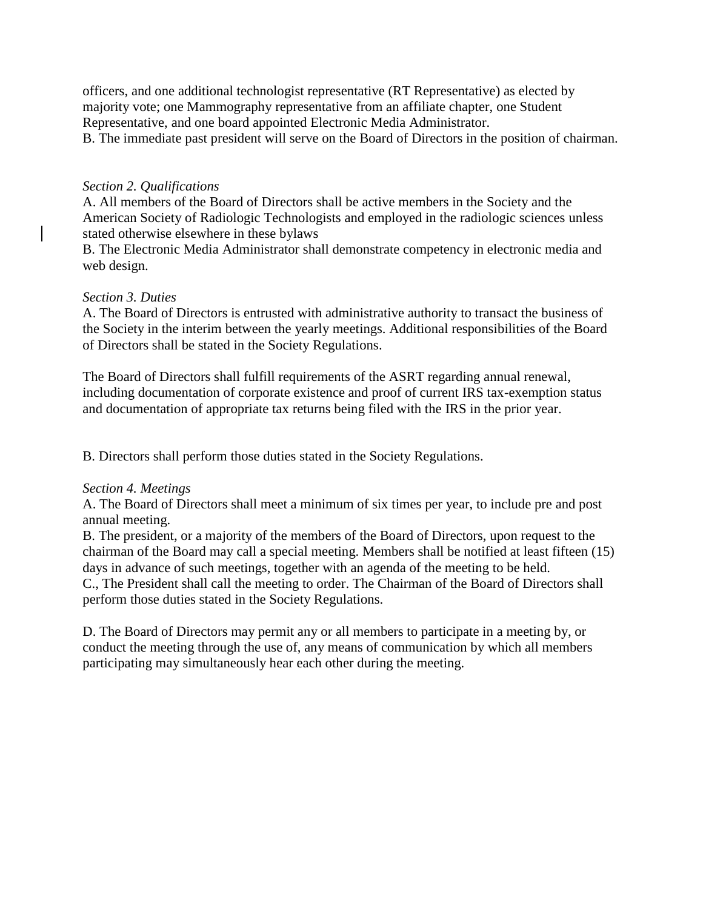officers, and one additional technologist representative (RT Representative) as elected by majority vote; one Mammography representative from an affiliate chapter, one Student Representative, and one board appointed Electronic Media Administrator.

B. The immediate past president will serve on the Board of Directors in the position of chairman.

*Section 2. Qualifications*

A. All members of the Board of Directors shall be active members in the Society and the American Society of Radiologic Technologists and employed in the radiologic sciences unless stated otherwise elsewhere in these bylaws

B. The Electronic Media Administrator shall demonstrate competency in electronic media and web design.

*Section 3. Duties*

A. The Board of Directors is entrusted with administrative authority to transact the business of the Society in the interim between the yearly meetings. Additional responsibilities of the Board of Directors shall be stated in the Society Regulations.

The Board of Directors shall fulfill requirements of the ASRT regarding annual renewal, including documentation of corporate existence and proof of current IRS tax-exemption status and documentation of appropriate tax returns being filed with the IRS in the prior year.

B. Directors shall perform those duties stated in the Society Regulations.

*Section 4. Meetings*

A. The Board of Directors shall meet a minimum of six times per year, to include pre and post annual meeting.

B. The president, or a majority of the members of the Board of Directors, upon request to the chairman of the Board may call a special meeting. Members shall be notified at least fifteen (15) days in advance of such meetings, together with an agenda of the meeting to be held.

C., The President shall call the meeting to order. The Chairman of the Board of Directors shall perform those duties stated in the Society Regulations.

D. The Board of Directors may permit any or all members to participate in a meeting by, or conduct the meeting through the use of, any means of communication by which all members participating may simultaneously hear each other during the meeting.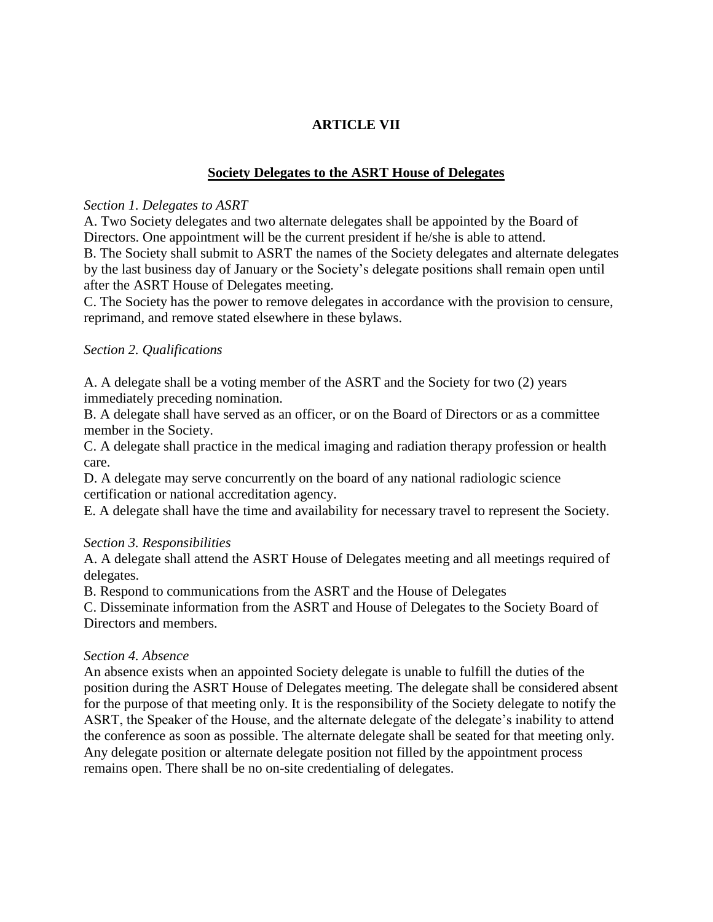## ARTICLE VII

### Society Delegates to the ASRT House of Delegates

*Section 1. Delegates to ASRT*

A. Two Society delegates and two alternate delegates shall be appointed by the Board of Directors. One appointment will be the current president if he/she is able to attend.

B. The Society shall submit to ASRT the names of the Society delegates and alternate delegates by the last business day of January or the Society's delegate positions shall remain open until after the ASRT House of Delegates meeting.

C. The Society has the power to remove delegates in accordance with the provision to censure, reprimand, and remove stated elsewhere in these bylaws.

*Section 2. Qualifications*

A. A delegate shall be a voting member of the ASRT and the Society for two (2) years immediately preceding nomination.

B. A delegate shall have served as an officer, or on the Board of Directors or as a committee member in the Society.

C. A delegate shall practice in the medical imaging and radiation therapy profession or health care.

D. A delegate may serve concurrently on the board of any national radiologic science certification or national accreditation agency.

E. A delegate shall have the time and availability for necessary travel to represent the Society.

*Section 3. Responsibilities*

A. A delegate shall attend the ASRT House of Delegates meeting and all meetings required of delegates.

B. Respond to communications from the ASRT and the House of Delegates

C. Disseminate information from the ASRT and House of Delegates to the Society Board of Directors and members.

*Section 4. Absence*

An absence exists when an appointed Society delegate is unable to fulfill the duties of the position during the ASRT House of Delegates meeting. The delegate shall be considered absent for the purpose of that meeting only. It is the responsibility of the Society delegate to notify the ASRT, the Speaker of the House, and the alternate delegate of the delegate's inability to attend the conference as soon as possible. The alternate delegate shall be seated for that meeting only. Any delegate position or alternate delegate position not filled by the appointment process remains open. There shall be no on-site credentialing of delegates.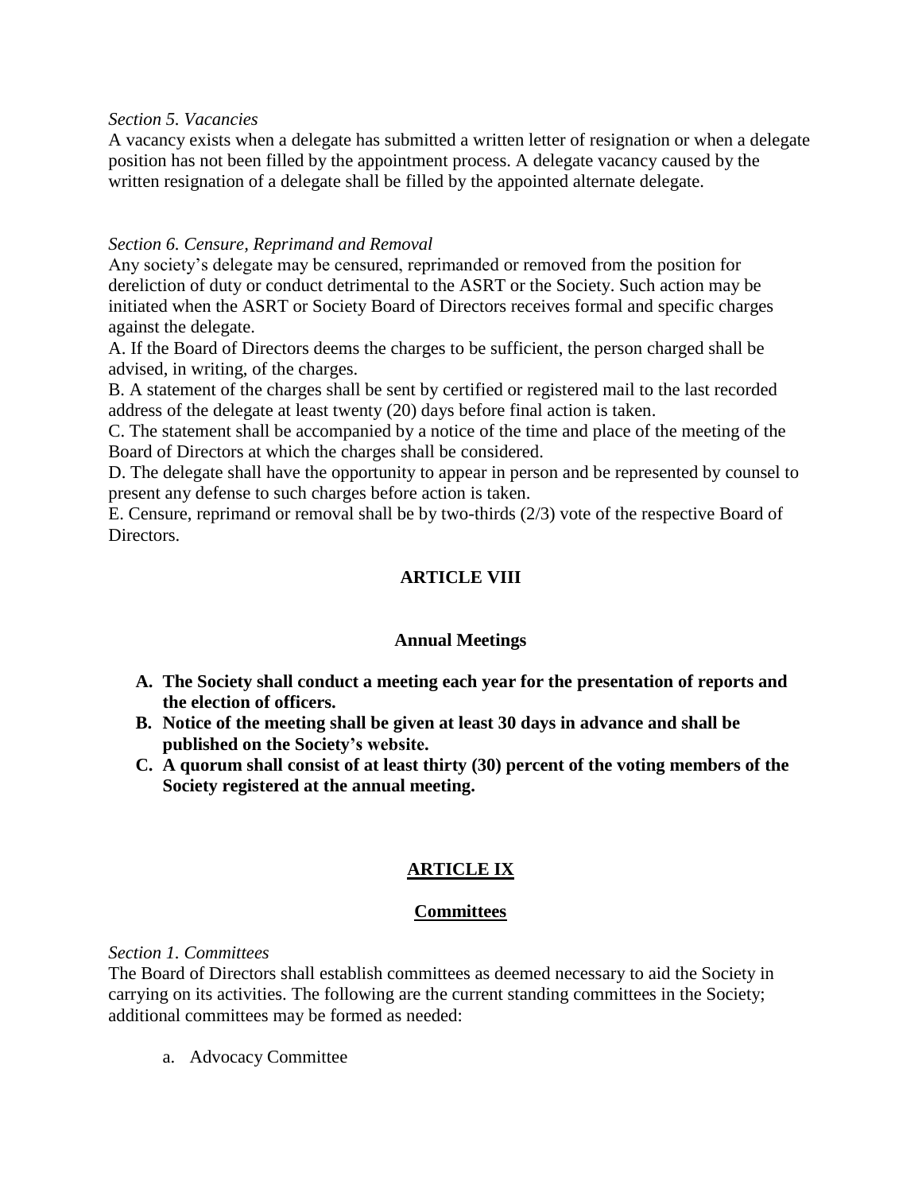*Section 5. Vacancies*

A vacancy exists when a delegate has submitted a written letter of resignation or when a delegate position has not been filled by the appointment process. A delegate vacancy caused by the written resignation of a delegate shall be filled by the appointed alternate delegate.

*Section 6. Censure, Reprimand and Removal*

Any society's delegate may be censured, reprimanded or removed from the position for dereliction of duty or conduct detrimental to the ASRT or the Society. Such action may be initiated when the ASRT or Society Board of Directors receives formal and specific charges against the delegate.

A. If the Board of Directors deems the charges to be sufficient, the person charged shall be advised, in writing, of the charges.

B. A statement of the charges shall be sent by certified or registered mail to the last recorded address of the delegate at least twenty (20) days before final action is taken.

C. The statement shall be accompanied by a notice of the time and place of the meeting of the Board of Directors at which the charges shall be considered.

D. The delegate shall have the opportunity to appear in person and be represented by counsel to present any defense to such charges before action is taken.

E. Censure, reprimand or removal shall be by two-thirds (2/3) vote of the respective Board of Directors.

## ARTICLE VIII

### Annual Meetings

**A. The Society shall conduct a meeting each year for the presentation of reports and the election of officers.**

**B. Notice of the meeting shall be given at least 30 days in advance and shall be published on the Society's website.**

**C. A quorum shall consist of at least thirty (30) percent of the voting members of the Society registered at the annual meeting.**

## ARTICLE IX

### Committees

*Section 1. Committees*

The Board of Directors shall establish committees as deemed necessary to aid the Society in carrying on its activities. The following are the current standing committees in the Society; additional committees may be formed as needed:

a. Advocacy Committee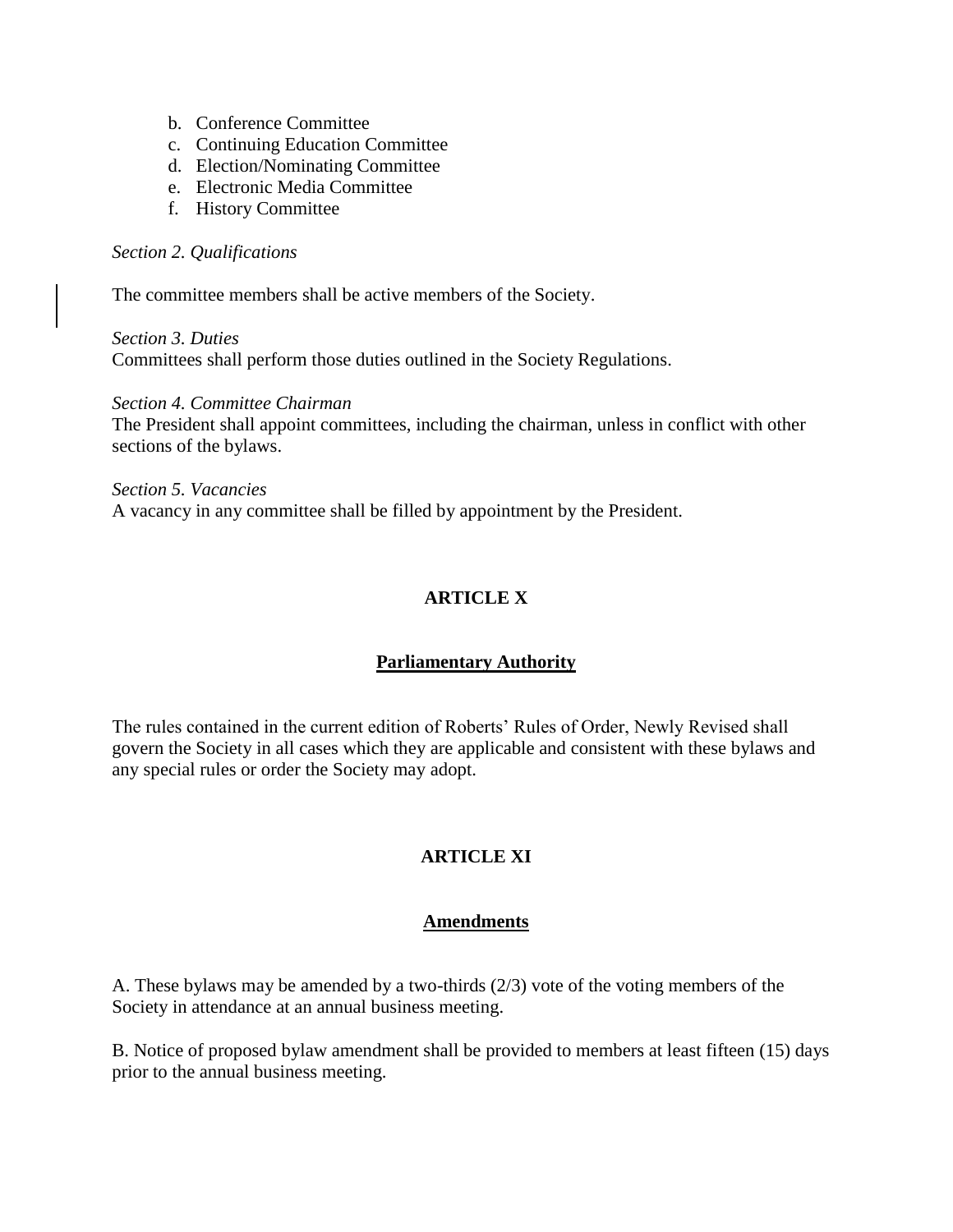b. Conference Committee
c. Continuing Education Committee
d. Election/Nominating Committee
e. Electronic Media Committee
f. History Committee

*Section 2. Qualifications*

The committee members shall be active members of the Society.

*Section 3. Duties*
Committees shall perform those duties outlined in the Society Regulations.

*Section 4. Committee Chairman*
The President shall appoint committees, including the chairman, unless in conflict with other sections of the bylaws.

*Section 5. Vacancies*
A vacancy in any committee shall be filled by appointment by the President.

## ARTICLE X

### Parliamentary Authority

The rules contained in the current edition of Roberts' Rules of Order, Newly Revised shall govern the Society in all cases which they are applicable and consistent with these bylaws and any special rules or order the Society may adopt.

## ARTICLE XI

### Amendments

A. These bylaws may be amended by a two-thirds (2/3) vote of the voting members of the Society in attendance at an annual business meeting.

B. Notice of proposed bylaw amendment shall be provided to members at least fifteen (15) days prior to the annual business meeting.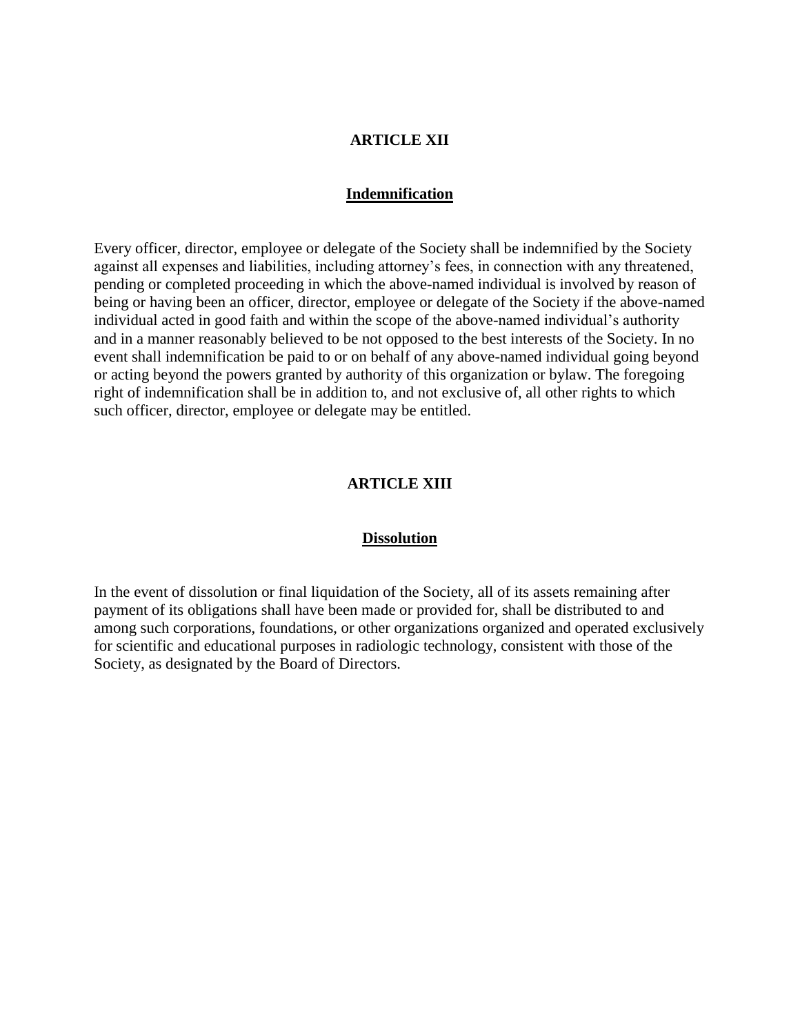## ARTICLE XII

### Indemnification

Every officer, director, employee or delegate of the Society shall be indemnified by the Society against all expenses and liabilities, including attorney's fees, in connection with any threatened, pending or completed proceeding in which the above-named individual is involved by reason of being or having been an officer, director, employee or delegate of the Society if the above-named individual acted in good faith and within the scope of the above-named individual's authority and in a manner reasonably believed to be not opposed to the best interests of the Society. In no event shall indemnification be paid to or on behalf of any above-named individual going beyond or acting beyond the powers granted by authority of this organization or bylaw. The foregoing right of indemnification shall be in addition to, and not exclusive of, all other rights to which such officer, director, employee or delegate may be entitled.

## ARTICLE XIII

### Dissolution

In the event of dissolution or final liquidation of the Society, all of its assets remaining after payment of its obligations shall have been made or provided for, shall be distributed to and among such corporations, foundations, or other organizations organized and operated exclusively for scientific and educational purposes in radiologic technology, consistent with those of the Society, as designated by the Board of Directors.